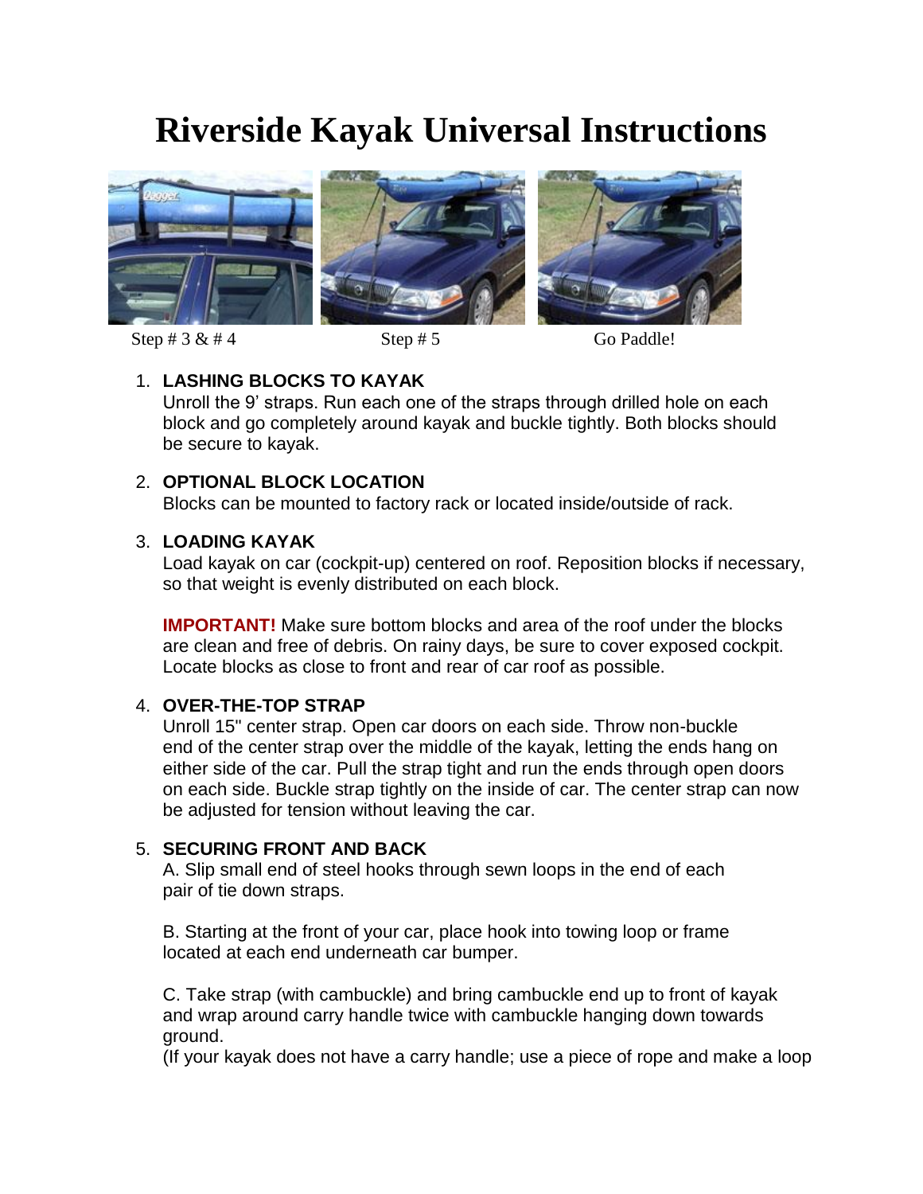# Riverside Kayak Universal Instructions

Step # 3 & # 4

Step # 5

Go Paddle!

1. **LASHING BLOCKS TO KAYAK**
   Unroll the 9' straps. Run each one of the straps through drilled hole on each block and go completely around kayak and buckle tightly. Both blocks should be secure to kayak.

2. **OPTIONAL BLOCK LOCATION**
   Blocks can be mounted to factory rack or located inside/outside of rack.

3. **LOADING KAYAK**
   Load kayak on car (cockpit-up) centered on roof. Reposition blocks if necessary, so that weight is evenly distributed on each block.

   **IMPORTANT!** Make sure bottom blocks and area of the roof under the blocks are clean and free of debris. On rainy days, be sure to cover exposed cockpit. Locate blocks as close to front and rear of car roof as possible.

4. **OVER-THE-TOP STRAP**
   Unroll 15" center strap. Open car doors on each side. Throw non-buckle end of the center strap over the middle of the kayak, letting the ends hang on either side of the car. Pull the strap tight and run the ends through open doors on each side. Buckle strap tightly on the inside of car. The center strap can now be adjusted for tension without leaving the car.

5. **SECURING FRONT AND BACK**
   A. Slip small end of steel hooks through sewn loops in the end of each pair of tie down straps.

   B. Starting at the front of your car, place hook into towing loop or frame located at each end underneath car bumper.

   C. Take strap (with cambuckle) and bring cambuckle end up to front of kayak and wrap around carry handle twice with cambuckle hanging down towards ground.
   (If your kayak does not have a carry handle; use a piece of rope and make a loop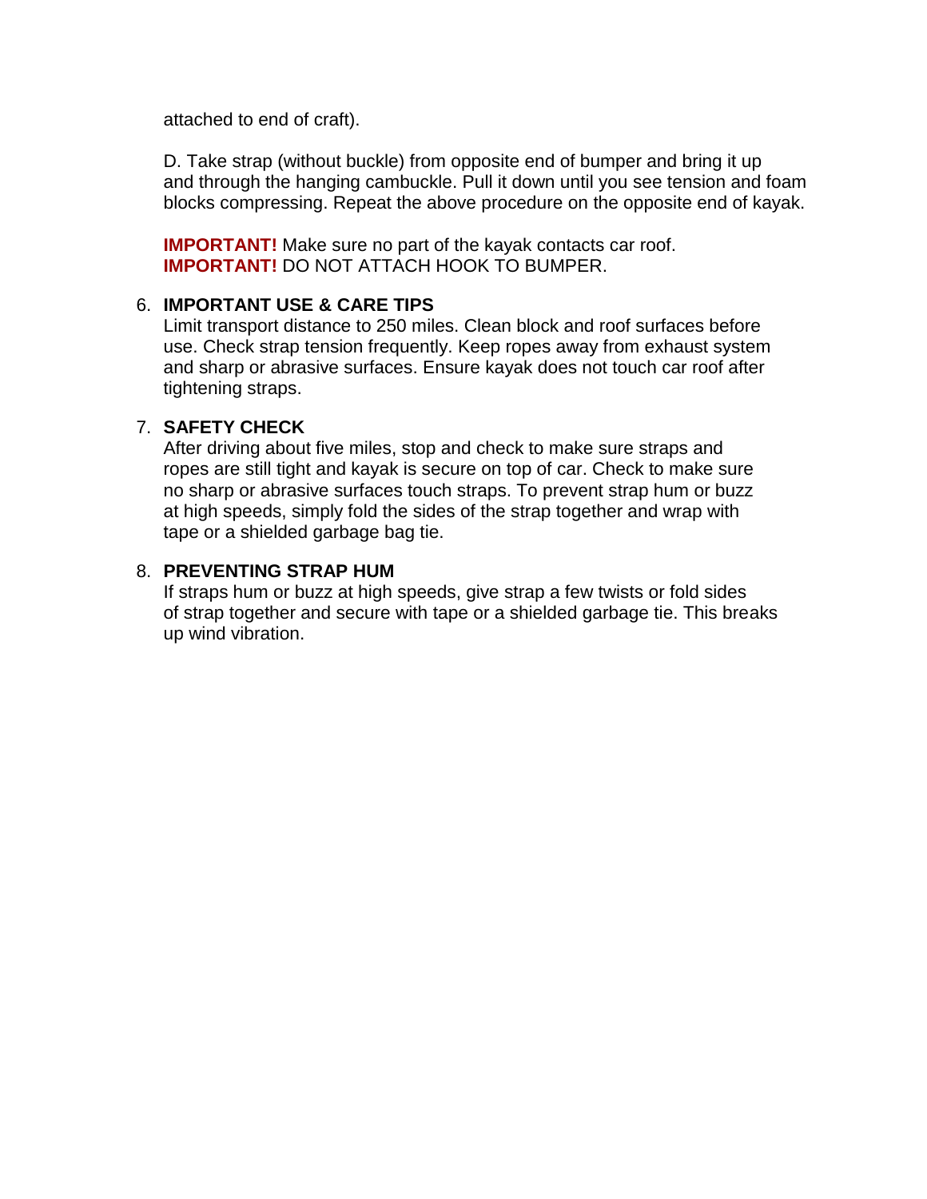attached to end of craft).

D. Take strap (without buckle) from opposite end of bumper and bring it up and through the hanging cambuckle. Pull it down until you see tension and foam blocks compressing. Repeat the above procedure on the opposite end of kayak.

**IMPORTANT!** Make sure no part of the kayak contacts car roof.
**IMPORTANT!** DO NOT ATTACH HOOK TO BUMPER.

6. **IMPORTANT USE & CARE TIPS**
   Limit transport distance to 250 miles. Clean block and roof surfaces before use. Check strap tension frequently. Keep ropes away from exhaust system and sharp or abrasive surfaces. Ensure kayak does not touch car roof after tightening straps.

7. **SAFETY CHECK**
   After driving about five miles, stop and check to make sure straps and ropes are still tight and kayak is secure on top of car. Check to make sure no sharp or abrasive surfaces touch straps. To prevent strap hum or buzz at high speeds, simply fold the sides of the strap together and wrap with tape or a shielded garbage bag tie.

8. **PREVENTING STRAP HUM**
   If straps hum or buzz at high speeds, give strap a few twists or fold sides of strap together and secure with tape or a shielded garbage tie. This breaks up wind vibration.